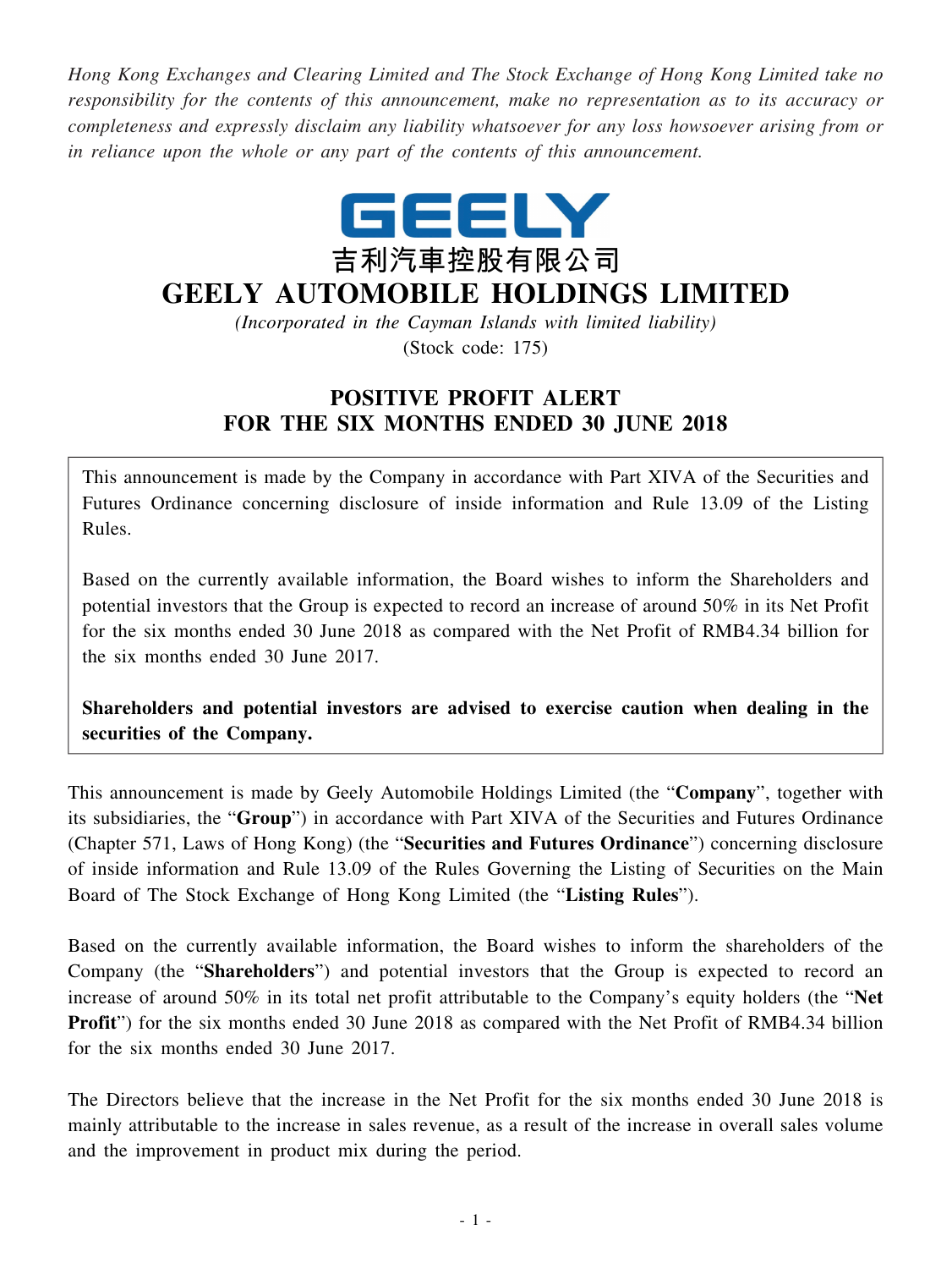*Hong Kong Exchanges and Clearing Limited and The Stock Exchange of Hong Kong Limited take no responsibility for the contents of this announcement, make no representation as to its accuracy or completeness and expressly disclaim any liability whatsoever for any loss howsoever arising from or in reliance upon the whole or any part of the contents of this announcement.*

GEELY

吉利汽車控股有限公司

# GEELY AUTOMOBILE HOLDINGS LIMITED

*(Incorporated in the Cayman Islands with limited liability)*

(Stock code: 175)

## POSITIVE PROFIT ALERT FOR THE SIX MONTHS ENDED 30 JUNE 2018

This announcement is made by the Company in accordance with Part XIVA of the Securities and Futures Ordinance concerning disclosure of inside information and Rule 13.09 of the Listing Rules.

Based on the currently available information, the Board wishes to inform the Shareholders and potential investors that the Group is expected to record an increase of around 50% in its Net Profit for the six months ended 30 June 2018 as compared with the Net Profit of RMB4.34 billion for the six months ended 30 June 2017.

**Shareholders and potential investors are advised to exercise caution when dealing in the securities of the Company.**

This announcement is made by Geely Automobile Holdings Limited (the "**Company**", together with its subsidiaries, the "**Group**") in accordance with Part XIVA of the Securities and Futures Ordinance (Chapter 571, Laws of Hong Kong) (the "**Securities and Futures Ordinance**") concerning disclosure of inside information and Rule 13.09 of the Rules Governing the Listing of Securities on the Main Board of The Stock Exchange of Hong Kong Limited (the "**Listing Rules**").

Based on the currently available information, the Board wishes to inform the shareholders of the Company (the "**Shareholders**") and potential investors that the Group is expected to record an increase of around 50% in its total net profit attributable to the Company's equity holders (the "**Net Profit**") for the six months ended 30 June 2018 as compared with the Net Profit of RMB4.34 billion for the six months ended 30 June 2017.

The Directors believe that the increase in the Net Profit for the six months ended 30 June 2018 is mainly attributable to the increase in sales revenue, as a result of the increase in overall sales volume and the improvement in product mix during the period.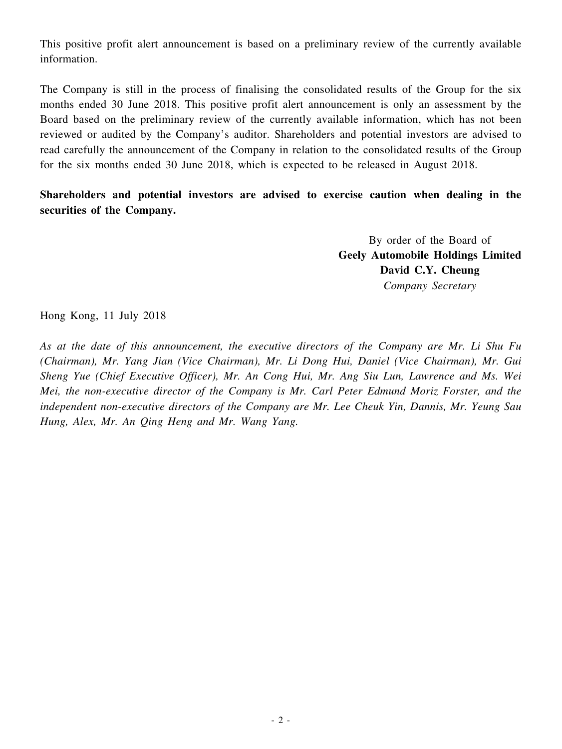This positive profit alert announcement is based on a preliminary review of the currently available information.

The Company is still in the process of finalising the consolidated results of the Group for the six months ended 30 June 2018. This positive profit alert announcement is only an assessment by the Board based on the preliminary review of the currently available information, which has not been reviewed or audited by the Company's auditor. Shareholders and potential investors are advised to read carefully the announcement of the Company in relation to the consolidated results of the Group for the six months ended 30 June 2018, which is expected to be released in August 2018.

**Shareholders and potential investors are advised to exercise caution when dealing in the securities of the Company.**

By order of the Board of
**Geely Automobile Holdings Limited**
**David C.Y. Cheung**
*Company Secretary*

Hong Kong, 11 July 2018

*As at the date of this announcement, the executive directors of the Company are Mr. Li Shu Fu (Chairman), Mr. Yang Jian (Vice Chairman), Mr. Li Dong Hui, Daniel (Vice Chairman), Mr. Gui Sheng Yue (Chief Executive Officer), Mr. An Cong Hui, Mr. Ang Siu Lun, Lawrence and Ms. Wei Mei, the non-executive director of the Company is Mr. Carl Peter Edmund Moriz Forster, and the independent non-executive directors of the Company are Mr. Lee Cheuk Yin, Dannis, Mr. Yeung Sau Hung, Alex, Mr. An Qing Heng and Mr. Wang Yang.*